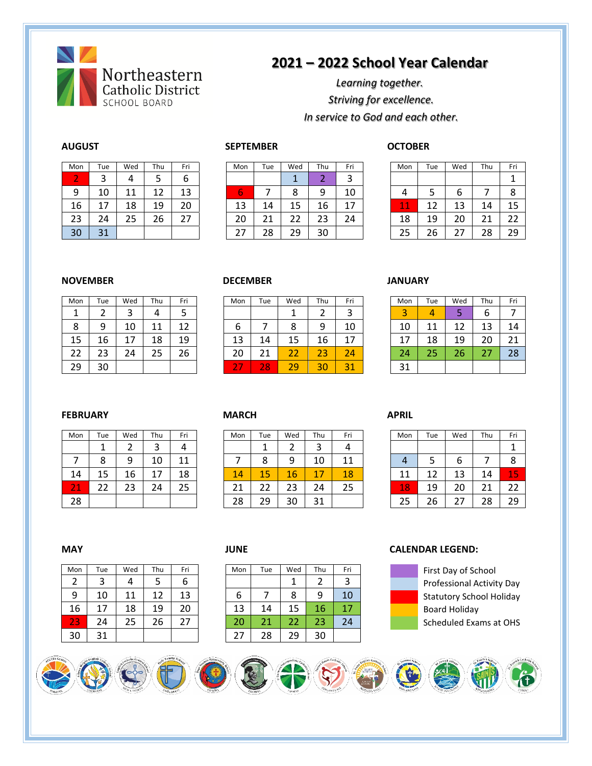Northeastern Catholic District SCHOOL BOARD

# 2021 – 2022 School Year Calendar

*Learning together.*
*Striving for excellence.*
*In service to God and each other.*

### AUGUST

| Mon | Tue | Wed | Thu | Fri |
|---|---|---|---|---|
| 2 | 3 | 4 | 5 | 6 |
| 9 | 10 | 11 | 12 | 13 |
| 16 | 17 | 18 | 19 | 20 |
| 23 | 24 | 25 | 26 | 27 |
| 30 | 31 | | | |

### SEPTEMBER

| Mon | Tue | Wed | Thu | Fri |
|---|---|---|---|---|
| | | 1 | 2 | 3 |
| 6 | 7 | 8 | 9 | 10 |
| 13 | 14 | 15 | 16 | 17 |
| 20 | 21 | 22 | 23 | 24 |
| 27 | 28 | 29 | 30 | |

### OCTOBER

| Mon | Tue | Wed | Thu | Fri |
|---|---|---|---|---|
| | | | | 1 |
| 4 | 5 | 6 | 7 | 8 |
| 11 | 12 | 13 | 14 | 15 |
| 18 | 19 | 20 | 21 | 22 |
| 25 | 26 | 27 | 28 | 29 |

### NOVEMBER

| Mon | Tue | Wed | Thu | Fri |
|---|---|---|---|---|
| 1 | 2 | 3 | 4 | 5 |
| 8 | 9 | 10 | 11 | 12 |
| 15 | 16 | 17 | 18 | 19 |
| 22 | 23 | 24 | 25 | 26 |
| 29 | 30 | | | |

### DECEMBER

| Mon | Tue | Wed | Thu | Fri |
|---|---|---|---|---|
| | | 1 | 2 | 3 |
| 6 | 7 | 8 | 9 | 10 |
| 13 | 14 | 15 | 16 | 17 |
| 20 | 21 | 22 | 23 | 24 |
| 27 | 28 | 29 | 30 | 31 |

### JANUARY

| Mon | Tue | Wed | Thu | Fri |
|---|---|---|---|---|
| 3 | 4 | 5 | 6 | 7 |
| 10 | 11 | 12 | 13 | 14 |
| 17 | 18 | 19 | 20 | 21 |
| 24 | 25 | 26 | 27 | 28 |
| 31 | | | | |

### FEBRUARY

| Mon | Tue | Wed | Thu | Fri |
|---|---|---|---|---|
| | 1 | 2 | 3 | 4 |
| 7 | 8 | 9 | 10 | 11 |
| 14 | 15 | 16 | 17 | 18 |
| 21 | 22 | 23 | 24 | 25 |
| 28 | | | | |

### MARCH

| Mon | Tue | Wed | Thu | Fri |
|---|---|---|---|---|
| | 1 | 2 | 3 | 4 |
| 7 | 8 | 9 | 10 | 11 |
| 14 | 15 | 16 | 17 | 18 |
| 21 | 22 | 23 | 24 | 25 |
| 28 | 29 | 30 | 31 | |

### APRIL

| Mon | Tue | Wed | Thu | Fri |
|---|---|---|---|---|
| | | | | 1 |
| 4 | 5 | 6 | 7 | 8 |
| 11 | 12 | 13 | 14 | 15 |
| 18 | 19 | 20 | 21 | 22 |
| 25 | 26 | 27 | 28 | 29 |

### MAY

| Mon | Tue | Wed | Thu | Fri |
|---|---|---|---|---|
| 2 | 3 | 4 | 5 | 6 |
| 9 | 10 | 11 | 12 | 13 |
| 16 | 17 | 18 | 19 | 20 |
| 23 | 24 | 25 | 26 | 27 |
| 30 | 31 | | | |

### JUNE

| Mon | Tue | Wed | Thu | Fri |
|---|---|---|---|---|
| | | 1 | 2 | 3 |
| 6 | 7 | 8 | 9 | 10 |
| 13 | 14 | 15 | 16 | 17 |
| 20 | 21 | 22 | 23 | 24 |
| 27 | 28 | 29 | 30 | |

### CALENDAR LEGEND:

| Category | Dates |
|---|---|
| First Day of School | Sept 2; Jan 5 |
| Professional Activity Day | Aug 30, 31; Sept 1; Jan 28; Apr 4; June 10, 24 |
| Statutory School Holiday | Aug 2; Sept 6; Oct 11; Dec 27, 28; Feb 21; Apr 15, 18; May 23 |
| Board Holiday | Dec 22, 23, 24, 29, 30, 31; Jan 3, 4; Mar 14–18 |
| Scheduled Exams at OHS | Jan 24–27; June 16, 17, 20–23 |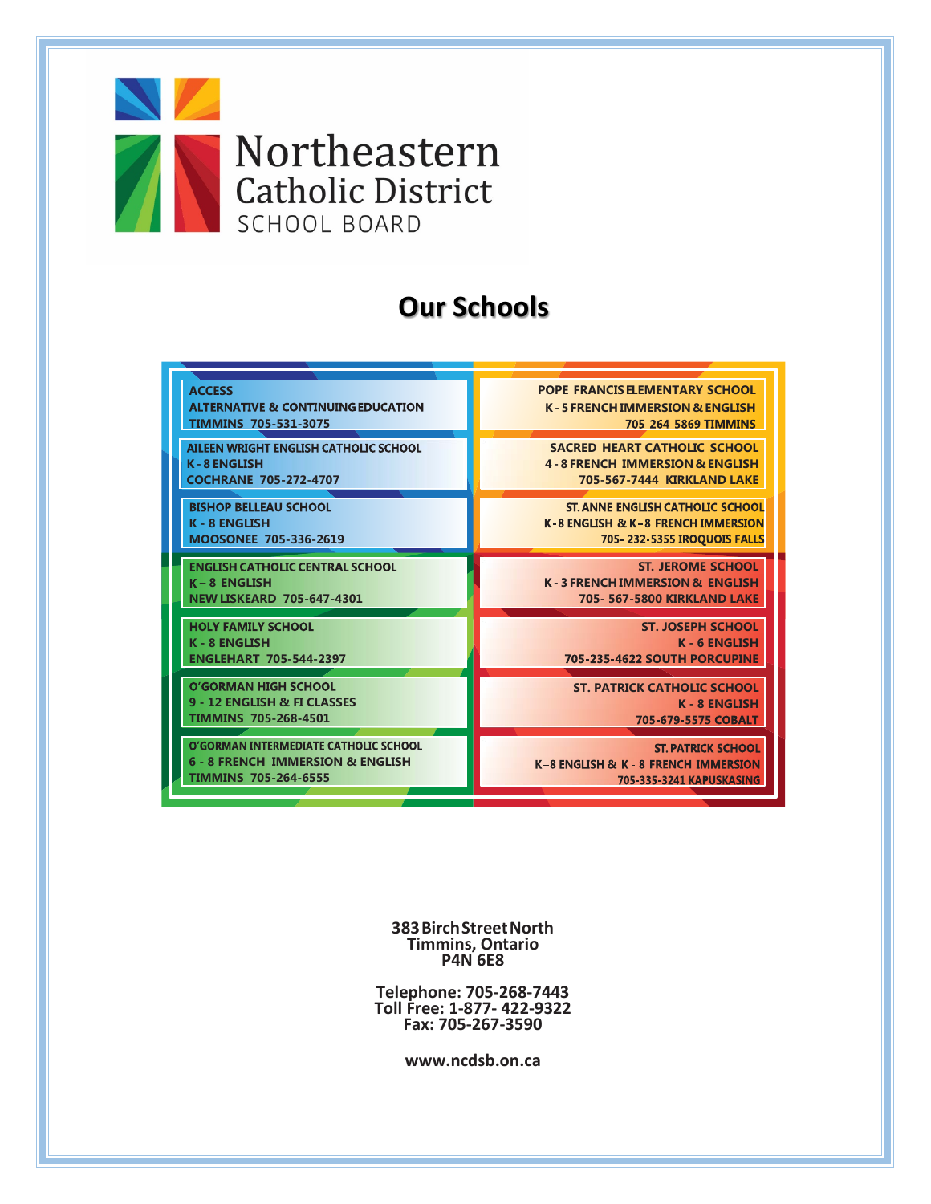Northeastern Catholic District SCHOOL BOARD

# Our Schools

**ACCESS**
**ALTERNATIVE & CONTINUING EDUCATION**
**TIMMINS 705-531-3075**

**AILEEN WRIGHT ENGLISH CATHOLIC SCHOOL**
**K - 8 ENGLISH**
**COCHRANE 705-272-4707**

**BISHOP BELLEAU SCHOOL**
**K - 8 ENGLISH**
**MOOSONEE 705-336-2619**

**ENGLISH CATHOLIC CENTRAL SCHOOL**
**K – 8 ENGLISH**
**NEW LISKEARD 705-647-4301**

**HOLY FAMILY SCHOOL**
**K - 8 ENGLISH**
**ENGLEHART 705-544-2397**

**O'GORMAN HIGH SCHOOL**
**9 - 12 ENGLISH & FI CLASSES**
**TIMMINS 705-268-4501**

**O'GORMAN INTERMEDIATE CATHOLIC SCHOOL**
**6 - 8 FRENCH IMMERSION & ENGLISH**
**TIMMINS 705-264-6555**

**POPE FRANCIS ELEMENTARY SCHOOL**
**K - 5 FRENCH IMMERSION & ENGLISH**
**705-264-5869 TIMMINS**

**SACRED HEART CATHOLIC SCHOOL**
**4 - 8 FRENCH IMMERSION & ENGLISH**
**705-567-7444 KIRKLAND LAKE**

**ST. ANNE ENGLISH CATHOLIC SCHOOL**
**K - 8 ENGLISH & K – 8 FRENCH IMMERSION**
**705- 232-5355 IROQUOIS FALLS**

**ST. JEROME SCHOOL**
**K - 3 FRENCH IMMERSION & ENGLISH**
**705- 567-5800 KIRKLAND LAKE**

**ST. JOSEPH SCHOOL**
**K - 6 ENGLISH**
**705-235-4622 SOUTH PORCUPINE**

**ST. PATRICK CATHOLIC SCHOOL**
**K - 8 ENGLISH**
**705-679-5575 COBALT**

**ST. PATRICK SCHOOL**
**K–8 ENGLISH & K - 8 FRENCH IMMERSION**
**705-335-3241 KAPUSKASING**

**383 Birch Street North**
**Timmins, Ontario**
**P4N 6E8**

**Telephone: 705-268-7443**
**Toll Free: 1-877- 422-9322**
**Fax: 705-267-3590**

**www.ncdsb.on.ca**